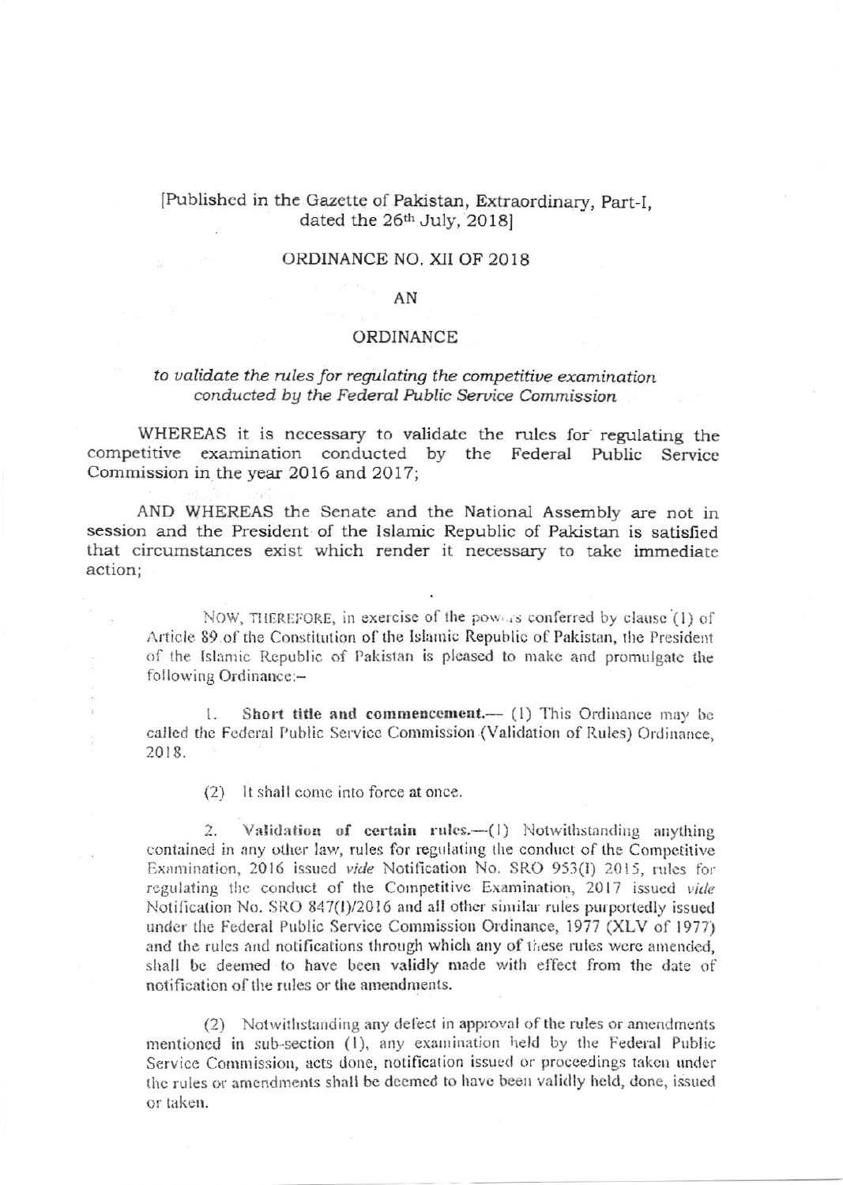[Published in the Gazette of Pakistan, Extraordinary, Part-I, dated the 26th July, 2018]

# ORDINANCE NO. XII OF 2018

## AN

## ORDINANCE

*to validate the rules for regulating the competitive examination conducted by the Federal Public Service Commission*

WHEREAS it is necessary to validate the rules for regulating the competitive examination conducted by the Federal Public Service Commission in the year 2016 and 2017;

AND WHEREAS the Senate and the National Assembly are not in session and the President of the Islamic Republic of Pakistan is satisfied that circumstances exist which render it necessary to take immediate action;

NOW, THEREFORE, in exercise of the powers conferred by clause (1) of Article 89 of the Constitution of the Islamic Republic of Pakistan, the President of the Islamic Republic of Pakistan is pleased to make and promulgate the following Ordinance:–

1. **Short title and commencement.**— (1) This Ordinance may be called the Federal Public Service Commission (Validation of Rules) Ordinance, 2018.

(2) It shall come into force at once.

2. **Validation of certain rules.**—(1) Notwithstanding anything contained in any other law, rules for regulating the conduct of the Competitive Examination, 2016 issued *vide* Notification No. SRO 953(I) 2015, rules for regulating the conduct of the Competitive Examination, 2017 issued *vide* Notification No. SRO 847(I)/2016 and all other similar rules purportedly issued under the Federal Public Service Commission Ordinance, 1977 (XLV of 1977) and the rules and notifications through which any of these rules were amended, shall be deemed to have been validly made with effect from the date of notification of the rules or the amendments.

(2) Notwithstanding any defect in approval of the rules or amendments mentioned in sub-section (1), any examination held by the Federal Public Service Commission, acts done, notification issued or proceedings taken under the rules or amendments shall be deemed to have been validly held, done, issued or taken.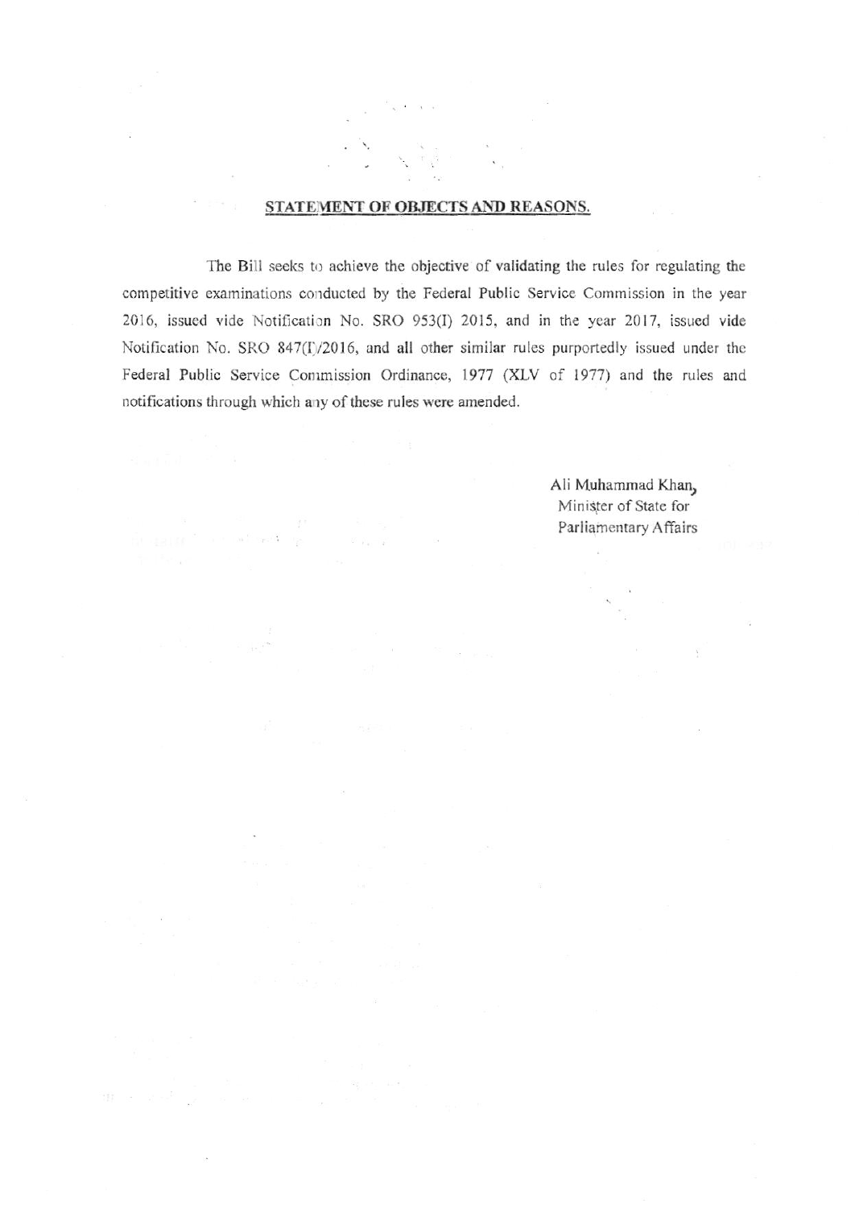## STATEMENT OF OBJECTS AND REASONS.

The Bill seeks to achieve the objective of validating the rules for regulating the competitive examinations conducted by the Federal Public Service Commission in the year 2016, issued vide Notification No. SRO 953(I) 2015, and in the year 2017, issued vide Notification No. SRO 847(I)/2016, and all other similar rules purportedly issued under the Federal Public Service Commission Ordinance, 1977 (XLV of 1977) and the rules and notifications through which any of these rules were amended.

Ali Muhammad Khan,
Minister of State for
Parliamentary Affairs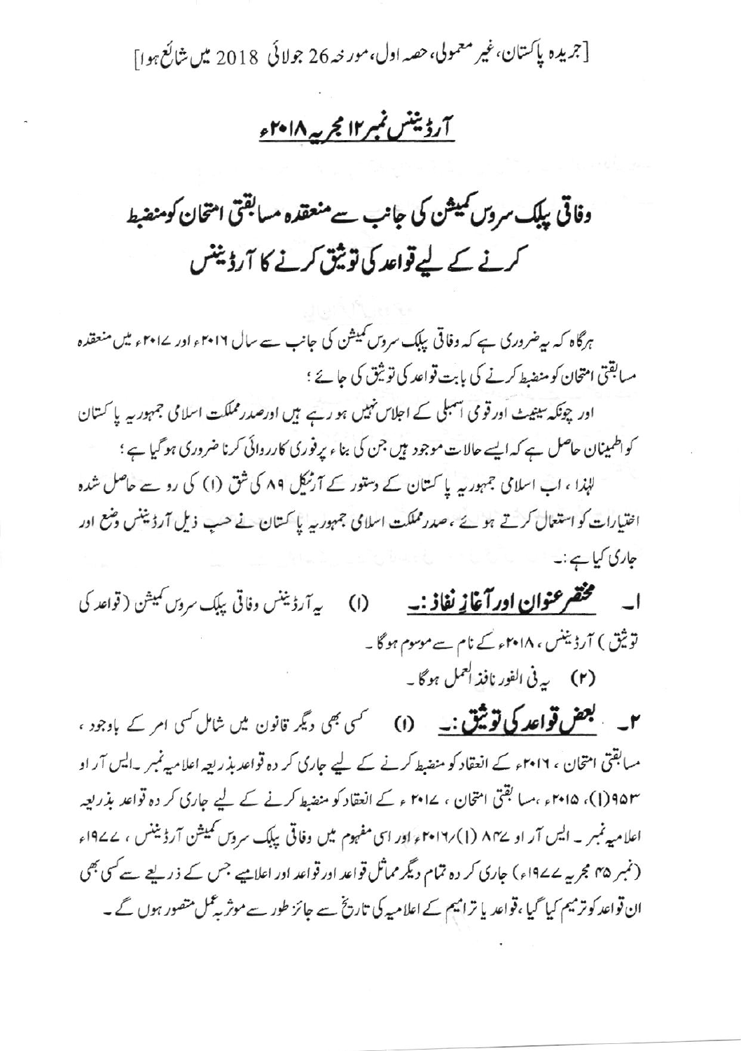[جریدہ پاکستان، غیر معمولی، حصہ اول، مورخہ 26 جولائی 2018 میں شائع ہوا]

# آرڈیننس نمبر ۱۲ مجریہ ۲۰۱۸ء

## وفاقی پبلک سروس کمیشن کی جانب سے منعقدہ مسابقتی امتحان کو منضبط کرنے کے لیے قواعد کی توثیق کرنے کا آرڈیننس

ہرگاہ کہ یہ ضروری ہے کہ وفاقی پبلک سروس کمیشن کی جانب سے سال ۲۰۱۶ء اور ۲۰۱۷ء میں منعقدہ مسابقتی امتحان کو منضبط کرنے کی بابت قواعد کی توثیق کی جائے ؛

اور چونکہ سینیٹ اور قومی اسمبلی کے اجلاس نہیں ہو رہے ہیں اور صدر مملکت اسلامی جمہوریہ پاکستان کو اطمینان حاصل ہے کہ ایسے حالات موجود ہیں جن کی بناء پر فوری کارروائی کرنا ضروری ہو گیا ہے ؛

لہٰذا ، اب اسلامی جمہوریہ پاکستان کے دستور کے آرٹیکل ۸۹ کی شق (۱) کی رو سے حاصل شدہ اختیارات کو استعمال کرتے ہوئے ، صدر مملکت اسلامی جمہوریہ پاکستان نے حسب ذیل آرڈیننس وضع اور جاری کیا ہے :-

۱۔ **مختصر عنوان اور آغاز نفاذ :-** (۱) یہ آرڈیننس وفاقی پبلک سروس کمیشن (قواعد کی توثیق) آرڈیننس ، ۲۰۱۸ء کے نام سے موسوم ہوگا۔

(۲) یہ فی الفور نافذ العمل ہوگا۔

۲۔ **بعض قواعد کی توثیق :-** (۱) کسی بھی دیگر قانون میں شامل کسی امر کے باوجود ، مسابقتی امتحان ، ۲۰۱۶ء کے انعقاد کو منضبط کرنے کے لیے جاری کردہ قواعد بذریعہ اعلامیہ نمبر ۔ایس آر او ۹۵۳(۱)، ۲۰۱۵ء ، مسابقتی امتحان ، ۲۰۱۷ء کے انعقاد کو منضبط کرنے کے لیے جاری کردہ قواعد بذریعہ اعلامیہ نمبر ۔ ایس آر او ۸۴۷(۱)/۲۰۱۶ء اور اسی مفہوم میں وفاقی پبلک سروس کمیشن آرڈیننس ، ۱۹۷۷ء (نمبر ۴۵ مجریہ ۱۹۷۷ء) جاری کردہ تمام دیگر مماثل قواعد اور قواعد اور اعلامیے جس کے ذریعے سے کسی بھی ان قواعد کو ترمیم کیا گیا ، قواعد یا ترامیم کے اعلامیہ کی تاریخ سے جائز طور سے موثر بہ عمل متصور ہوں گے۔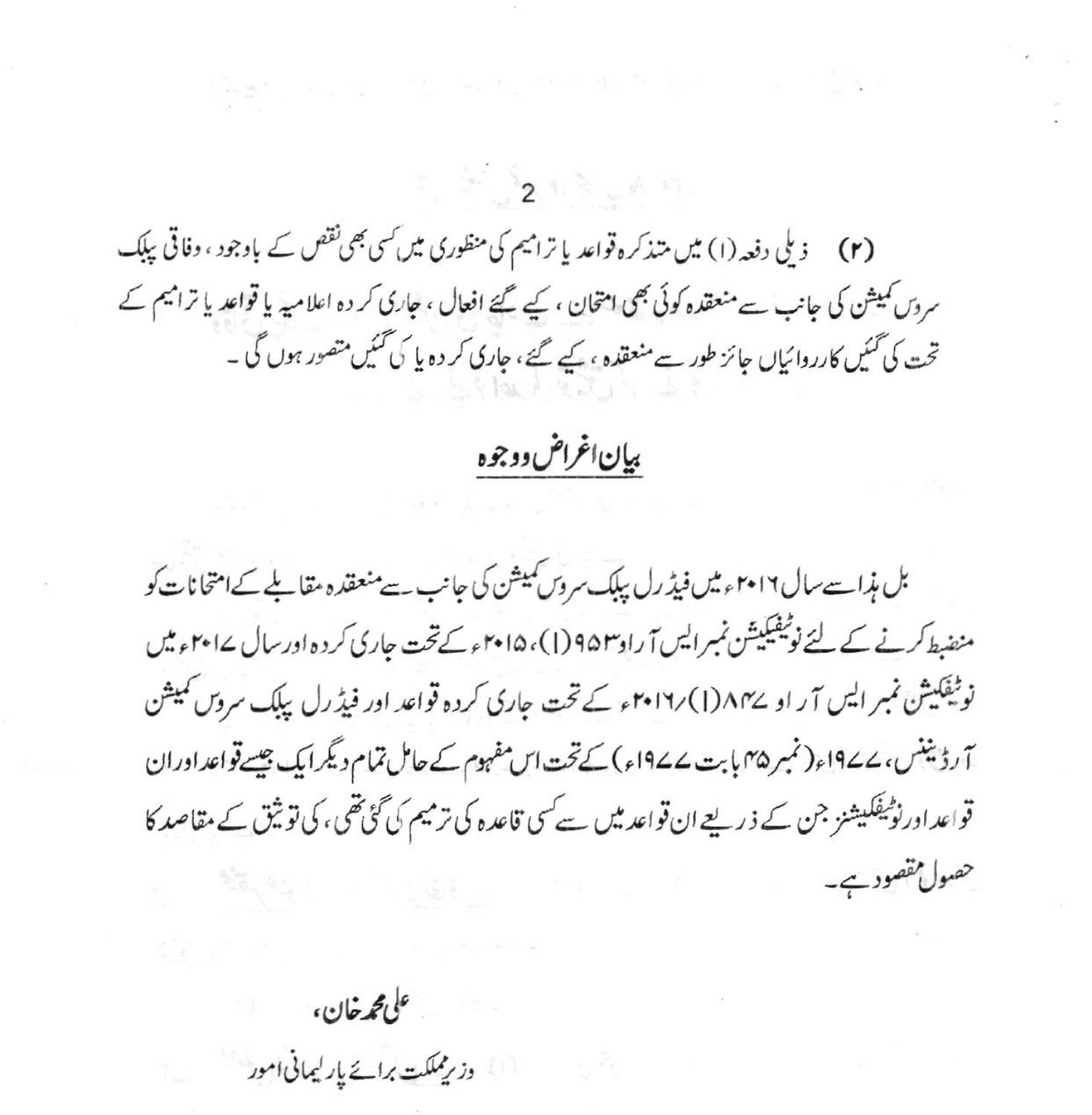**(۲)** ذیلی دفعہ (۱) میں متذکرہ قواعد یا ترامیم کی منظوری میں کسی بھی نقص کے باوجود، وفاقی پبلک سروس کمیشن کی جانب سے منعقدہ کوئی بھی امتحان، کیے گئے افعال، جاری کردہ اعلامیہ یا قواعد یا ترامیم کے تحت کی گئیں کارروائیاں جائز طور سے منعقدہ، کیے گئے، جاری کردہ یا کی گئیں متصور ہوں گی۔

## بیان اغراض ووجوہ

بل ہذا سے سال ۲۰۱۶ء میں فیڈرل پبلک سروس کمیشن کی جانب سے منعقدہ مقابلے کے امتحانات کو منضبط کرنے کے لئے نوٹیفکیشن نمبر ایس آر او ۹۵۳(۱)، ۲۰۱۵ء کے تحت جاری کردہ اور سال ۲۰۱۷ء میں نوٹیفکیشن نمبر ایس آر او ۸۴۷(۱)/۲۰۱۶ء کے تحت جاری کردہ قواعد اور فیڈرل پبلک سروس کمیشن آرڈیننس، ۱۹۷۷ء (نمبر ۴۵ بابت ۱۹۷۷ء) کے تحت اس مفہوم کے حامل تمام دیگر ایک جیسے قواعد اور ان قواعد اور نوٹیفکیشنز جن کے ذریعے ان قواعد میں سے کسی قاعدہ کی ترمیم کی گئی تھی، کی توثیق کے مقاصد کا حصول مقصود ہے۔

**علی محمد خان،**

وزیر مملکت برائے پارلیمانی امور